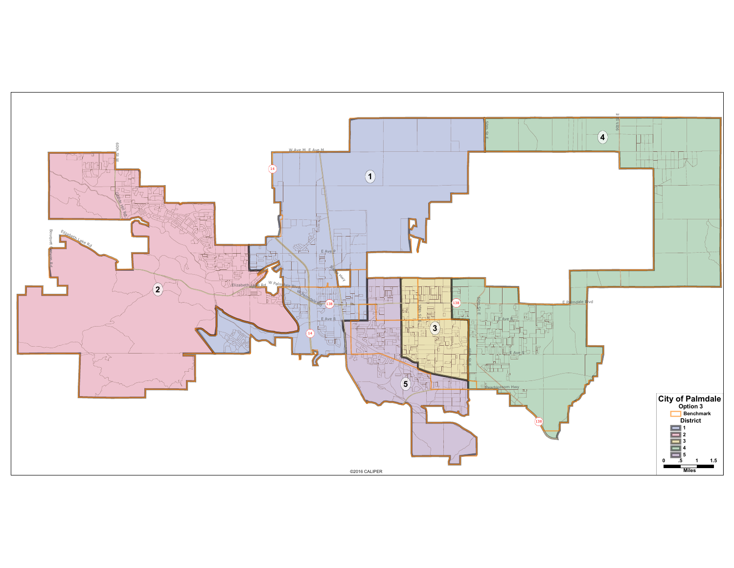# City of Palmdale

**Option 3**

Benchmark

**District**

- 1
- 2
- 3
- 4
- 5

0 .5 1 1.5

Miles

W Ave M E Ave M

60th St W

Elizabeth Lake Rd

Bouquet Canyon Rd

E Ave P

W Palmdale Blvd

W Palmdale Rd

E Ave R

Sierra Hwy

30th St E

40th St E

60th St E

90th St E

E Palmdale Blvd

E Ave R

E Ave S

Pearblossom Hwy

14

138

©2016 CALIPER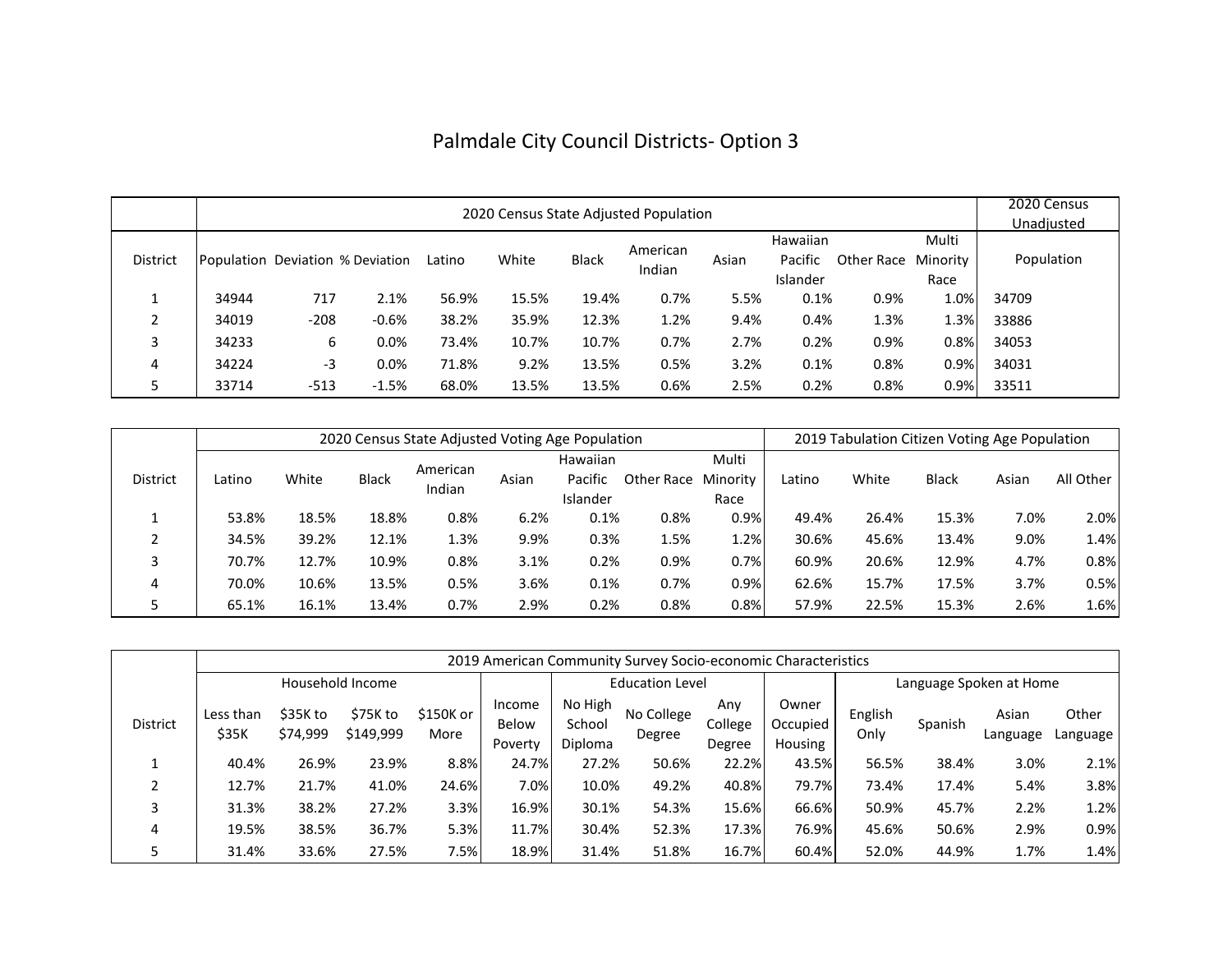# Palmdale City Council Districts- Option 3

| | 2020 Census State Adjusted Population | | | | | | | | | | | 2020 Census Unadjusted |
|---|---|---|---|---|---|---|---|---|---|---|---|---|
| District | Population | Deviation | % Deviation | Latino | White | Black | American Indian | Asian | Hawaiian Pacific Islander | Other Race | Multi Minority Race | Population |
| 1 | 34944 | 717 | 2.1% | 56.9% | 15.5% | 19.4% | 0.7% | 5.5% | 0.1% | 0.9% | 1.0% | 34709 |
| 2 | 34019 | -208 | -0.6% | 38.2% | 35.9% | 12.3% | 1.2% | 9.4% | 0.4% | 1.3% | 1.3% | 33886 |
| 3 | 34233 | 6 | 0.0% | 73.4% | 10.7% | 10.7% | 0.7% | 2.7% | 0.2% | 0.9% | 0.8% | 34053 |
| 4 | 34224 | -3 | 0.0% | 71.8% | 9.2% | 13.5% | 0.5% | 3.2% | 0.1% | 0.8% | 0.9% | 34031 |
| 5 | 33714 | -513 | -1.5% | 68.0% | 13.5% | 13.5% | 0.6% | 2.5% | 0.2% | 0.8% | 0.9% | 33511 |

| | 2020 Census State Adjusted Voting Age Population | | | | | | | | 2019 Tabulation Citizen Voting Age Population | | | | |
|---|---|---|---|---|---|---|---|---|---|---|---|---|---|
| District | Latino | White | Black | American Indian | Asian | Hawaiian Pacific Islander | Other Race | Multi Minority Race | Latino | White | Black | Asian | All Other |
| 1 | 53.8% | 18.5% | 18.8% | 0.8% | 6.2% | 0.1% | 0.8% | 0.9% | 49.4% | 26.4% | 15.3% | 7.0% | 2.0% |
| 2 | 34.5% | 39.2% | 12.1% | 1.3% | 9.9% | 0.3% | 1.5% | 1.2% | 30.6% | 45.6% | 13.4% | 9.0% | 1.4% |
| 3 | 70.7% | 12.7% | 10.9% | 0.8% | 3.1% | 0.2% | 0.9% | 0.7% | 60.9% | 20.6% | 12.9% | 4.7% | 0.8% |
| 4 | 70.0% | 10.6% | 13.5% | 0.5% | 3.6% | 0.1% | 0.7% | 0.9% | 62.6% | 15.7% | 17.5% | 3.7% | 0.5% |
| 5 | 65.1% | 16.1% | 13.4% | 0.7% | 2.9% | 0.2% | 0.8% | 0.8% | 57.9% | 22.5% | 15.3% | 2.6% | 1.6% |

| | 2019 American Community Survey Socio-economic Characteristics | | | | | | | | | | | | |
|---|---|---|---|---|---|---|---|---|---|---|---|---|---|
| | Household Income | | | | | Education Level | | | | Language Spoken at Home | | | |
| District | Less than $35K | $35K to $74,999 | $75K to $149,999 | $150K or More | Income Below Poverty | No High School Diploma | No College Degree | Any College Degree | Owner Occupied Housing | English Only | Spanish | Asian Language | Other Language |
| 1 | 40.4% | 26.9% | 23.9% | 8.8% | 24.7% | 27.2% | 50.6% | 22.2% | 43.5% | 56.5% | 38.4% | 3.0% | 2.1% |
| 2 | 12.7% | 21.7% | 41.0% | 24.6% | 7.0% | 10.0% | 49.2% | 40.8% | 79.7% | 73.4% | 17.4% | 5.4% | 3.8% |
| 3 | 31.3% | 38.2% | 27.2% | 3.3% | 16.9% | 30.1% | 54.3% | 15.6% | 66.6% | 50.9% | 45.7% | 2.2% | 1.2% |
| 4 | 19.5% | 38.5% | 36.7% | 5.3% | 11.7% | 30.4% | 52.3% | 17.3% | 76.9% | 45.6% | 50.6% | 2.9% | 0.9% |
| 5 | 31.4% | 33.6% | 27.5% | 7.5% | 18.9% | 31.4% | 51.8% | 16.7% | 60.4% | 52.0% | 44.9% | 1.7% | 1.4% |